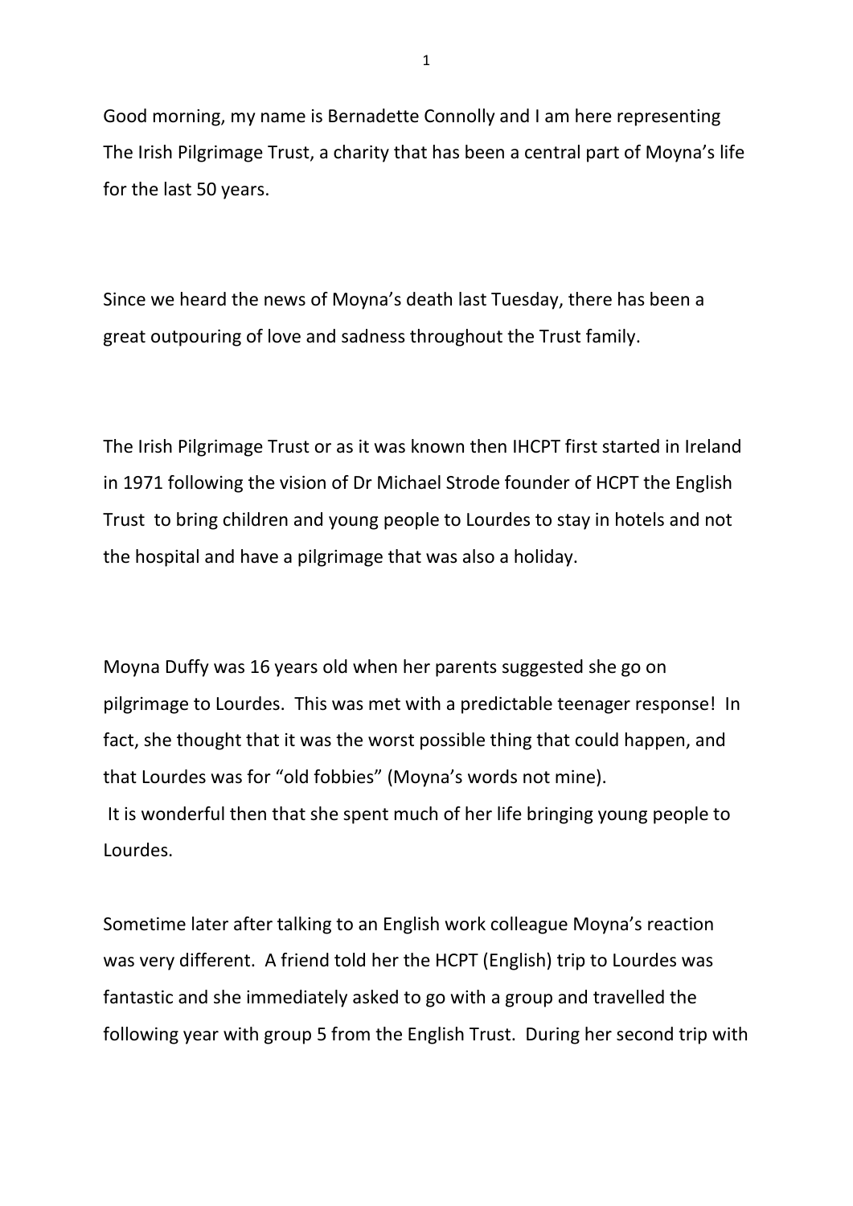Good morning, my name is Bernadette Connolly and I am here representing The Irish Pilgrimage Trust, a charity that has been a central part of Moyna's life for the last 50 years.

Since we heard the news of Moyna's death last Tuesday, there has been a great outpouring of love and sadness throughout the Trust family.

The Irish Pilgrimage Trust or as it was known then IHCPT first started in Ireland in 1971 following the vision of Dr Michael Strode founder of HCPT the English Trust to bring children and young people to Lourdes to stay in hotels and not the hospital and have a pilgrimage that was also a holiday.

Moyna Duffy was 16 years old when her parents suggested she go on pilgrimage to Lourdes. This was met with a predictable teenager response! In fact, she thought that it was the worst possible thing that could happen, and that Lourdes was for "old fobbies" (Moyna's words not mine).
It is wonderful then that she spent much of her life bringing young people to Lourdes.

Sometime later after talking to an English work colleague Moyna's reaction was very different. A friend told her the HCPT (English) trip to Lourdes was fantastic and she immediately asked to go with a group and travelled the following year with group 5 from the English Trust. During her second trip with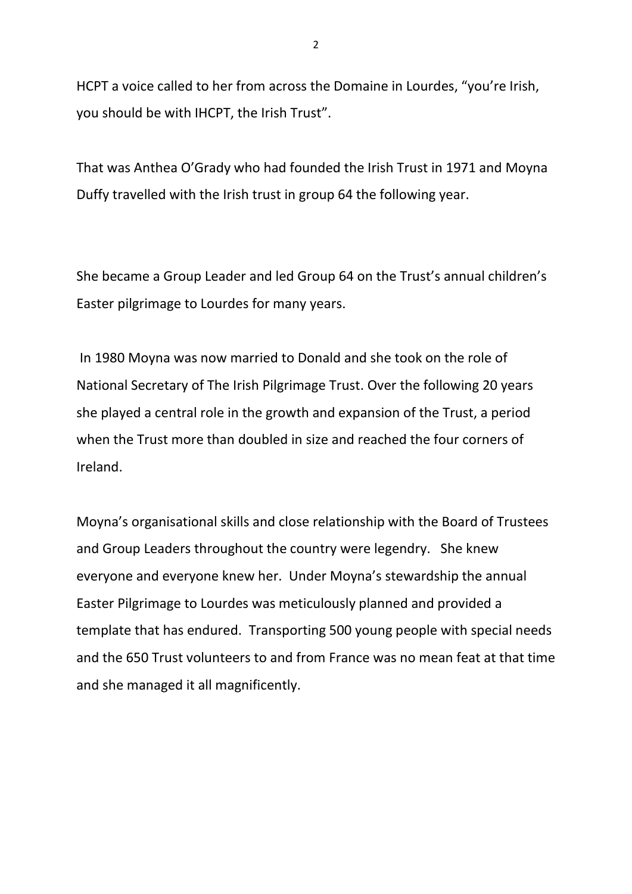HCPT a voice called to her from across the Domaine in Lourdes, "you're Irish, you should be with IHCPT, the Irish Trust".

That was Anthea O'Grady who had founded the Irish Trust in 1971 and Moyna Duffy travelled with the Irish trust in group 64 the following year.

She became a Group Leader and led Group 64 on the Trust's annual children's Easter pilgrimage to Lourdes for many years.

In 1980 Moyna was now married to Donald and she took on the role of National Secretary of The Irish Pilgrimage Trust. Over the following 20 years she played a central role in the growth and expansion of the Trust, a period when the Trust more than doubled in size and reached the four corners of Ireland.

Moyna's organisational skills and close relationship with the Board of Trustees and Group Leaders throughout the country were legendry. She knew everyone and everyone knew her. Under Moyna's stewardship the annual Easter Pilgrimage to Lourdes was meticulously planned and provided a template that has endured. Transporting 500 young people with special needs and the 650 Trust volunteers to and from France was no mean feat at that time and she managed it all magnificently.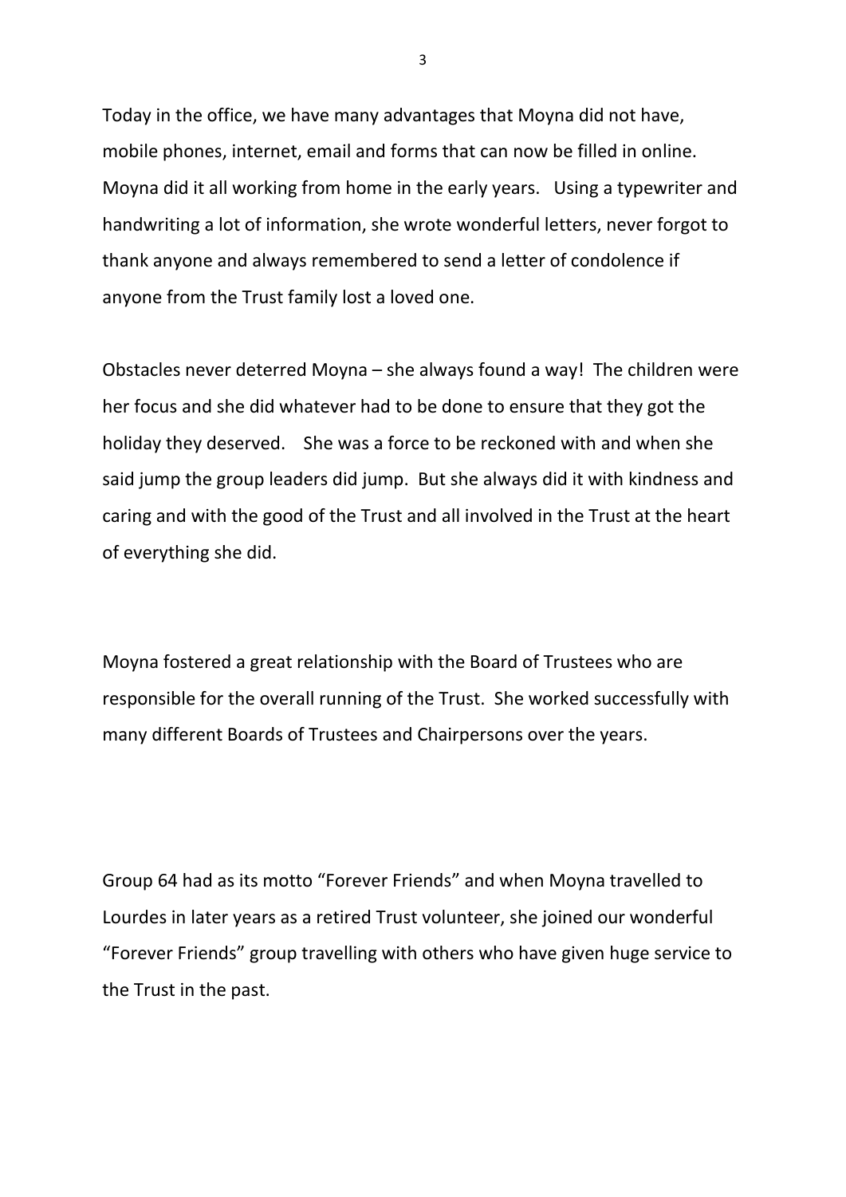Today in the office, we have many advantages that Moyna did not have, mobile phones, internet, email and forms that can now be filled in online. Moyna did it all working from home in the early years. Using a typewriter and handwriting a lot of information, she wrote wonderful letters, never forgot to thank anyone and always remembered to send a letter of condolence if anyone from the Trust family lost a loved one.

Obstacles never deterred Moyna – she always found a way! The children were her focus and she did whatever had to be done to ensure that they got the holiday they deserved. She was a force to be reckoned with and when she said jump the group leaders did jump. But she always did it with kindness and caring and with the good of the Trust and all involved in the Trust at the heart of everything she did.

Moyna fostered a great relationship with the Board of Trustees who are responsible for the overall running of the Trust. She worked successfully with many different Boards of Trustees and Chairpersons over the years.

Group 64 had as its motto "Forever Friends" and when Moyna travelled to Lourdes in later years as a retired Trust volunteer, she joined our wonderful "Forever Friends" group travelling with others who have given huge service to the Trust in the past.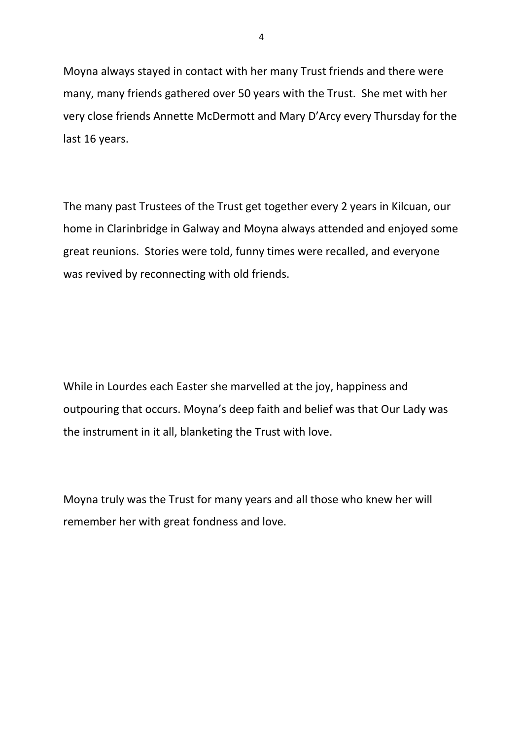Moyna always stayed in contact with her many Trust friends and there were many, many friends gathered over 50 years with the Trust. She met with her very close friends Annette McDermott and Mary D'Arcy every Thursday for the last 16 years.

The many past Trustees of the Trust get together every 2 years in Kilcuan, our home in Clarinbridge in Galway and Moyna always attended and enjoyed some great reunions. Stories were told, funny times were recalled, and everyone was revived by reconnecting with old friends.

While in Lourdes each Easter she marvelled at the joy, happiness and outpouring that occurs. Moyna's deep faith and belief was that Our Lady was the instrument in it all, blanketing the Trust with love.

Moyna truly was the Trust for many years and all those who knew her will remember her with great fondness and love.